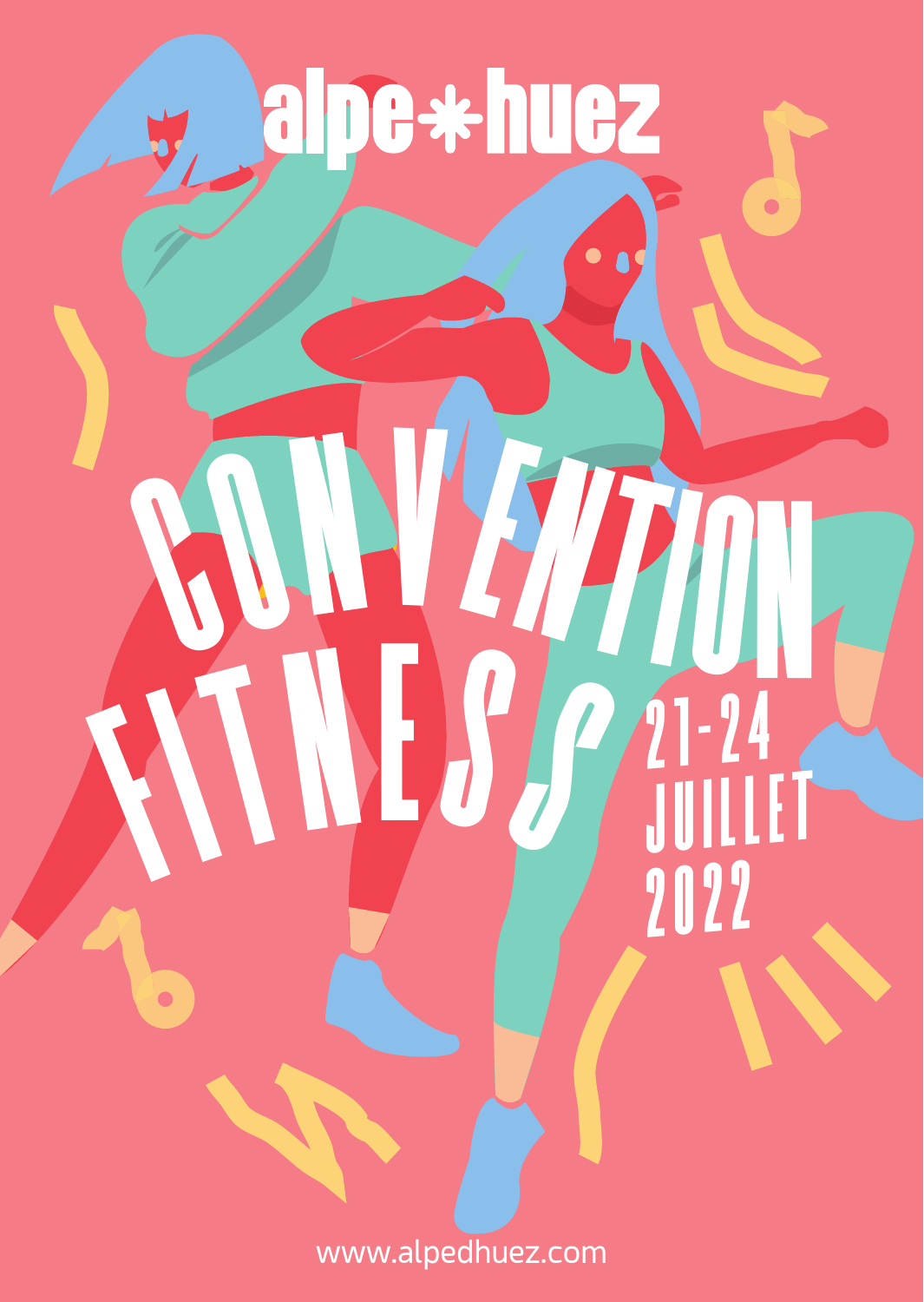alpe*huez

# CONVENTION FITNESS

21-24 JUILLET 2022

www.alpedhuez.com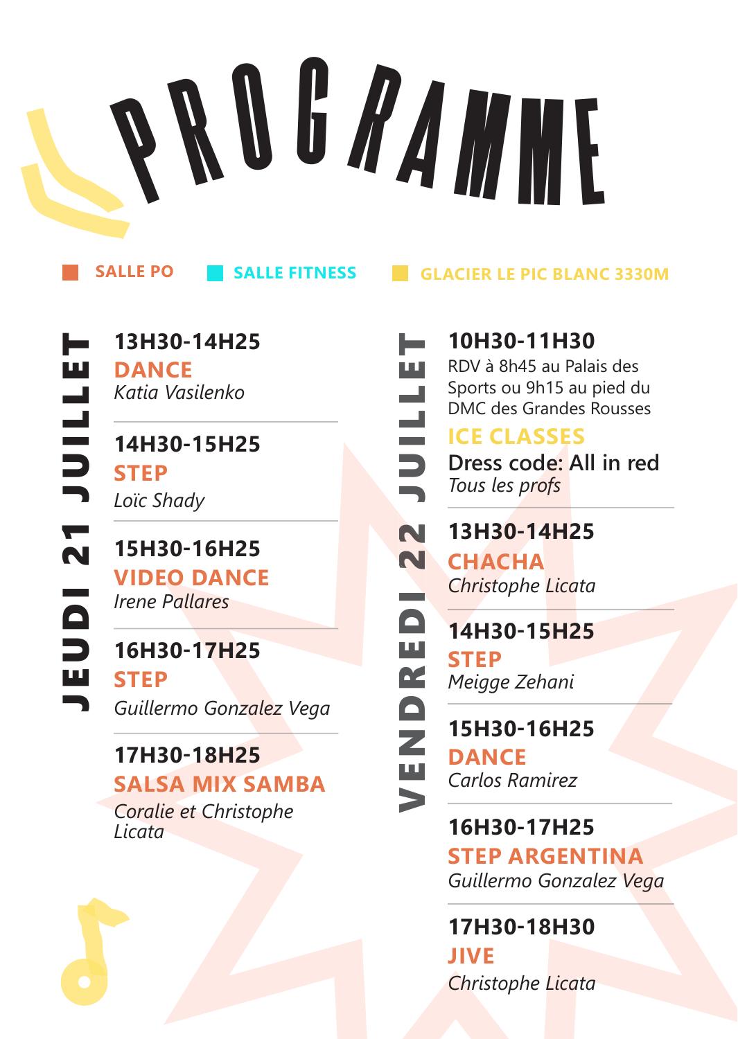# PROGRAMME

SALLE PO — SALLE FITNESS — GLACIER LE PIC BLANC 3330M

## JEUDI 21 JUILLET

**13H30-14H25**
**DANCE**
*Katia Vasilenko*

**14H30-15H25**
**STEP**
*Loïc Shady*

**15H30-16H25**
**VIDEO DANCE**
*Irene Pallares*

**16H30-17H25**
**STEP**
*Guillermo Gonzalez Vega*

**17H30-18H25**
**SALSA MIX SAMBA**
*Coralie et Christophe Licata*

## VENDREDI 22 JUILLET

**10H30-11H30**
RDV à 8h45 au Palais des Sports ou 9h15 au pied du DMC des Grandes Rousses
**ICE CLASSES**
Dress code: All in red
*Tous les profs*

**13H30-14H25**
**CHACHA**
*Christophe Licata*

**14H30-15H25**
**STEP**
*Meigge Zehani*

**15H30-16H25**
**DANCE**
*Carlos Ramirez*

**16H30-17H25**
**STEP ARGENTINA**
*Guillermo Gonzalez Vega*

**17H30-18H30**
**JIVE**
*Christophe Licata*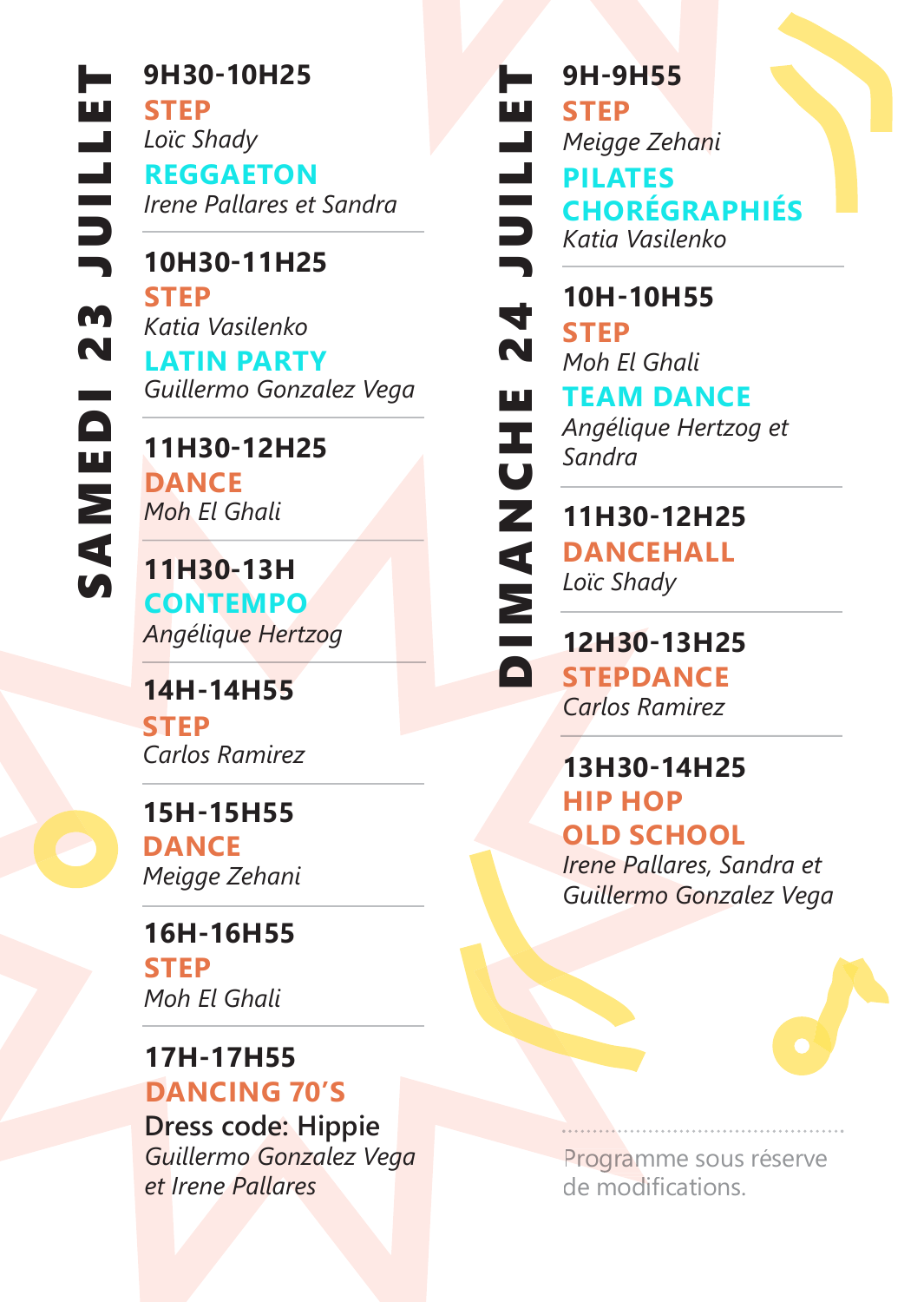## SAMEDI 23 JUILLET

**9H30-10H25**
**STEP**
*Loïc Shady*
**REGGAETON**
*Irene Pallares et Sandra*

---

**10H30-11H25**
**STEP**
*Katia Vasilenko*
**LATIN PARTY**
*Guillermo Gonzalez Vega*

---

**11H30-12H25**
**DANCE**
*Moh El Ghali*

---

**11H30-13H**
**CONTEMPO**
*Angélique Hertzog*

---

**14H-14H55**
**STEP**
*Carlos Ramirez*

---

**15H-15H55**
**DANCE**
*Meigge Zehani*

---

**16H-16H55**
**STEP**
*Moh El Ghali*

---

**17H-17H55**
**DANCING 70'S**
Dress code: Hippie
*Guillermo Gonzalez Vega et Irene Pallares*

## DIMANCHE 24 JUILLET

**9H-9H55**
**STEP**
*Meigge Zehani*
**PILATES CHORÉGRAPHIÉS**
*Katia Vasilenko*

---

**10H-10H55**
**STEP**
*Moh El Ghali*
**TEAM DANCE**
*Angélique Hertzog et Sandra*

---

**11H30-12H25**
**DANCEHALL**
*Loïc Shady*

---

**12H30-13H25**
**STEPDANCE**
*Carlos Ramirez*

---

**13H30-14H25**
**HIP HOP OLD SCHOOL**
*Irene Pallares, Sandra et Guillermo Gonzalez Vega*

---

Programme sous réserve de modifications.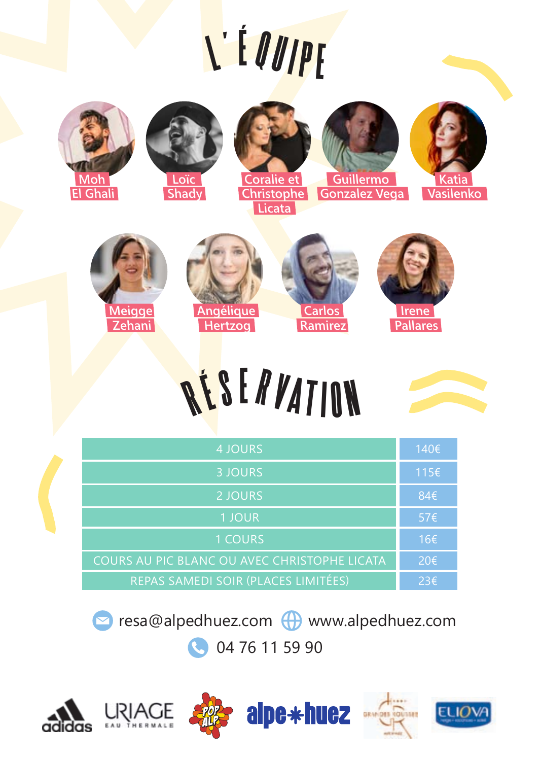# L'ÉQUIPE

Moh El Ghali

Loïc Shady

Coralie et Christophe Licata

Guillermo Gonzalez Vega

Katia Vasilenko

Meigge Zehani

Angélique Hertzog

Carlos Ramirez

Irene Pallares

# RÉSERVATION

| | |
|---|---|
| 4 JOURS | 140€ |
| 3 JOURS | 115€ |
| 2 JOURS | 84€ |
| 1 JOUR | 57€ |
| 1 COURS | 16€ |
| COURS AU PIC BLANC OU AVEC CHRISTOPHE LICATA | 20€ |
| REPAS SAMEDI SOIR (PLACES LIMITÉES) | 23€ |

resa@alpedhuez.com www.alpedhuez.com

04 76 11 59 90

adidas URIAGE EAU THERMALE POP ALP alpe*huez GRANDES ROUSSES ELIOVA